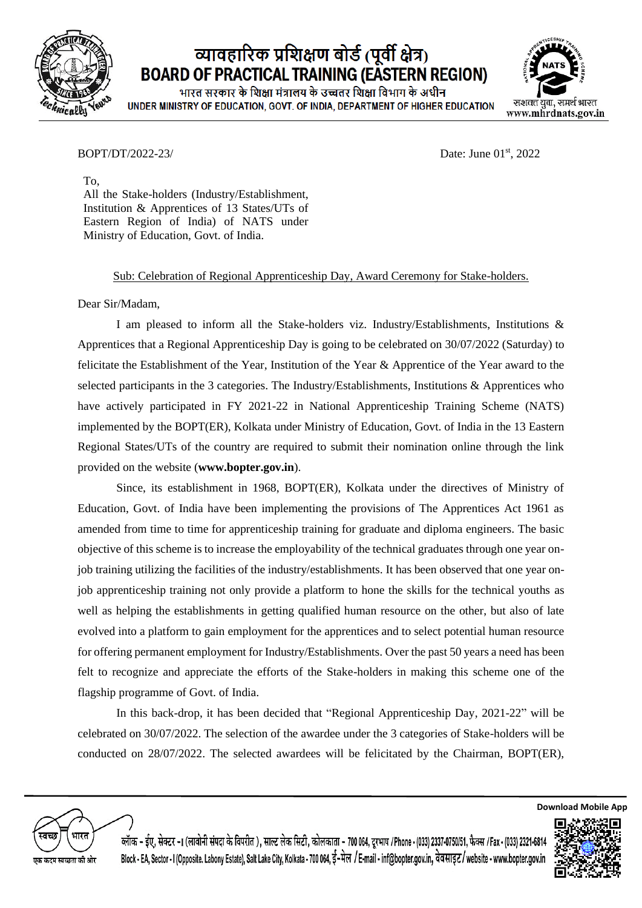# व्यावहारिक प्रशिक्षण बोर्ड (पूर्वी क्षेत्र)
# BOARD OF PRACTICAL TRAINING (EASTERN REGION)

भारत सरकार के शिक्षा मंत्रालय के उच्चतर शिक्षा विभाग के अधीन
UNDER MINISTRY OF EDUCATION, GOVT. OF INDIA, DEPARTMENT OF HIGHER EDUCATION

सशक्त युवा, समर्थ भारत
www.mhrdnats.gov.in

BOPT/DT/2022-23/ Date: June 01st, 2022

To,
All the Stake-holders (Industry/Establishment, Institution & Apprentices of 13 States/UTs of Eastern Region of India) of NATS under Ministry of Education, Govt. of India.

Sub: Celebration of Regional Apprenticeship Day, Award Ceremony for Stake-holders.

Dear Sir/Madam,

I am pleased to inform all the Stake-holders viz. Industry/Establishments, Institutions & Apprentices that a Regional Apprenticeship Day is going to be celebrated on 30/07/2022 (Saturday) to felicitate the Establishment of the Year, Institution of the Year & Apprentice of the Year award to the selected participants in the 3 categories. The Industry/Establishments, Institutions & Apprentices who have actively participated in FY 2021-22 in National Apprenticeship Training Scheme (NATS) implemented by the BOPT(ER), Kolkata under Ministry of Education, Govt. of India in the 13 Eastern Regional States/UTs of the country are required to submit their nomination online through the link provided on the website (**www.bopter.gov.in**).

Since, its establishment in 1968, BOPT(ER), Kolkata under the directives of Ministry of Education, Govt. of India have been implementing the provisions of The Apprentices Act 1961 as amended from time to time for apprenticeship training for graduate and diploma engineers. The basic objective of this scheme is to increase the employability of the technical graduates through one year on-job training utilizing the facilities of the industry/establishments. It has been observed that one year on-job apprenticeship training not only provide a platform to hone the skills for the technical youths as well as helping the establishments in getting qualified human resource on the other, but also of late evolved into a platform to gain employment for the apprentices and to select potential human resource for offering permanent employment for Industry/Establishments. Over the past 50 years a need has been felt to recognize and appreciate the efforts of the Stake-holders in making this scheme one of the flagship programme of Govt. of India.

In this back-drop, it has been decided that "Regional Apprenticeship Day, 2021-22" will be celebrated on 30/07/2022. The selection of the awardee under the 3 categories of Stake-holders will be conducted on 28/07/2022. The selected awardees will be felicitated by the Chairman, BOPT(ER),

ब्लॉक - ईए, सेक्टर - I (लावोनी संपदा के विपरीत), साल्ट लेक सिटी, कोलकाता - 700 064, दूरभाष / Phone - (033) 2337-0750/51, फैक्स / Fax - (033) 2321-6814
Block - EA, Sector - I (Opposite. Labony Estate), Salt Lake City, Kolkata - 700 064, ई-मेल / E-mail - inf@bopter.gov.in, वेबसाइट / website - www.bopter.gov.in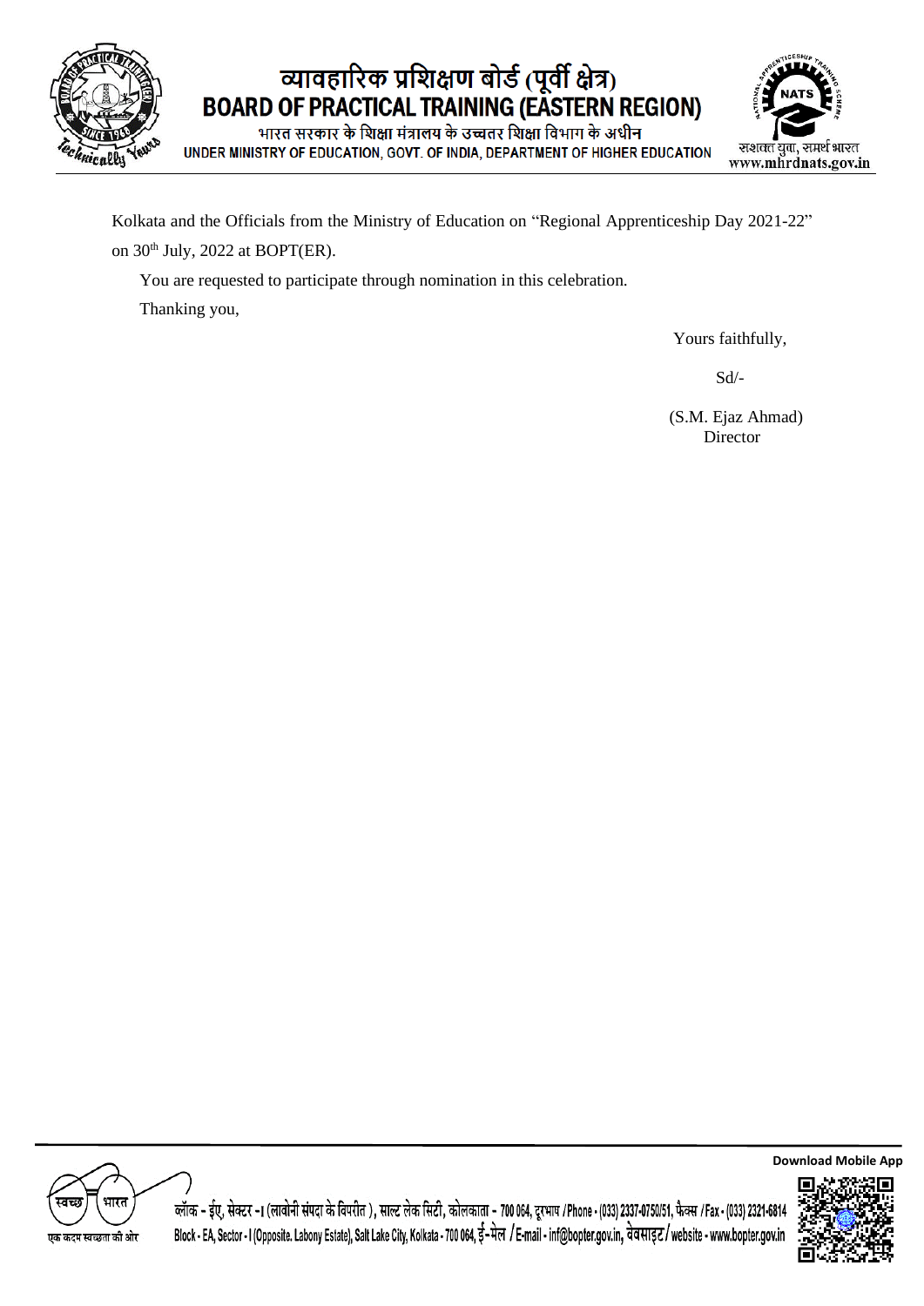Kolkata and the Officials from the Ministry of Education on "Regional Apprenticeship Day 2021-22" on 30th July, 2022 at BOPT(ER).

You are requested to participate through nomination in this celebration.

Thanking you,

Yours faithfully,

Sd/-

(S.M. Ejaz Ahmad)
Director